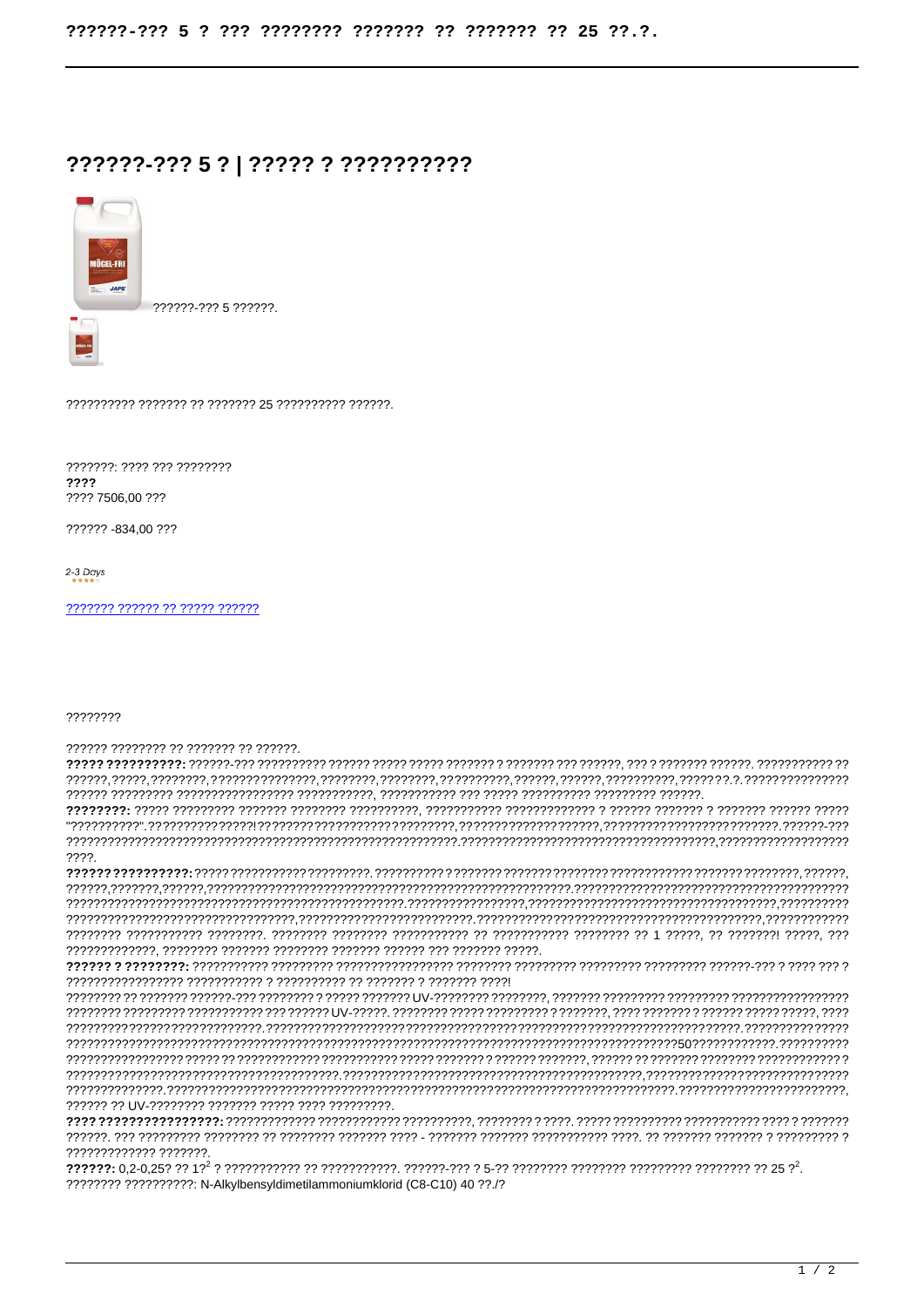# ??????-??? 5 ? | ????? ? ??????????

??????-??? 5 ??????.

?????????? ??????? ?? ??????? 25 ?????????? ??????.

???????: ???? ??? ????????

**????**

???? 7506,00 ???

?????? -834,00 ???

*2-3 Days*

??????? ?????? ?? ????? ??????

????????

?????? ???????? ?? ??????? ?? ??????.

**????? ??????????:** ??????-??? ?????????? ?????? ????? ????? ??????? ? ??????? ??? ??????, ??? ? ??????? ??????. ??????????? ?? ??????, ?????, ????????, ???????????????, ????????, ????????, ??????????, ??????, ??????, ??????????, ????? ?.?. ??????????????? ?????? ????????? ????????????????? ???????????, ??????????? ??? ????? ?????????? ????????? ??????.

**????????:** ????? ????????? ??????? ???????? ??????????, ??????????? ????????????? ? ?????? ??????? ? ??????? ?????? ????? "??????????". ????????????? ?????! ??????? ??????????????????? ?????????, ???????????????????? ??????, ????????????????????????? ???????. ??????-??? ?????????????????????????????????????????????????????????. ????????????????????????????????????????, ??????????????????? ????.

**?????? ??????????:** ????? ??????????? ?????????. ?????????? ? ??????? ??????? ???????? ???????????? ??????? ????????, ??????, ??????, ???????, ??????, ?????????????????????????????????????????????????????????????????. ??????????????????????????????????????????????????????????????????????????????????????????????????????????????????????????????????????????????. ????????????????, ?????????????????????????????????????, ????????????????????????????????????????, ??????????????????????????, ???????????????????????????????????????????????, ????????????? ???????? ??????????? ????????. ???????? ???????? ??????????? ?? ??????????? ???????? ?? 1 ?????, ?? ???????! ?????, ??? ??????????????, ???????? ??????? ???????? ??????? ?????? ??? ??????? ?????.

**?????? ? ????????:** ??????????? ????????? ????????????????? ???????? ????????? ????????? ????????? ??????-??? ? ???? ??? ? ????????????????? ??????????? ? ?????????? ?? ??????? ? ??????? ????!

???????? ?? ??????? ??????-??? ???????? ? ????? ??????? UV-???????? ????????, ??????? ????????? ????????? ???????????????? ???????? ????????? ??????????? ??? ?????? UV-?????. ???????? ????? ????????? ? ???????, ???? ??????? ? ?????? ????? ?????, ???? ??????????????????????????????. ?????????????????????????????????????????????????????????????????????????????????. ???????????????????????????????????????????????????????????????????????????????????????????????50????????????. ??????????????????????????? ????? ?? ??????????? ??????????? ????? ??????? ? ?????? ???????, ?????? ?? ??????? ???????? ???????????? ?????????????????????????????????????????. ????????????????????????????????????????????, ????????????????????????????????????????????????????????????????????????????????????????????????. ????????????????????????????????????????????????????????????????????????????????????????. ?????????????????????????, ?????? ?? UV-???????? ??????? ????? ???? ?????????.

**???? ????????????????:** ????????????? ??????????? ??????????, ???????? ? ????. ????? ?????????? ?????????? ???? ? ??????? ??????. ??? ????????? ???????? ?? ???????? ??????? ???? - ??????? ??????? ??????????? ????. ?? ??????? ??????? ? ????????? ? ?????????????? ???????.

**??????:** 0,2-0,25? ?? 1?$^{2}$ ? ??????????? ?? ???????????. ??????-??? ? 5-?? ???????? ???????? ????????? ???????? ?? 25 ?$^{2}$.

???????? ??????????: N-Alkylbensyldimetilammoniumklorid (C8-C10) 40 ??./?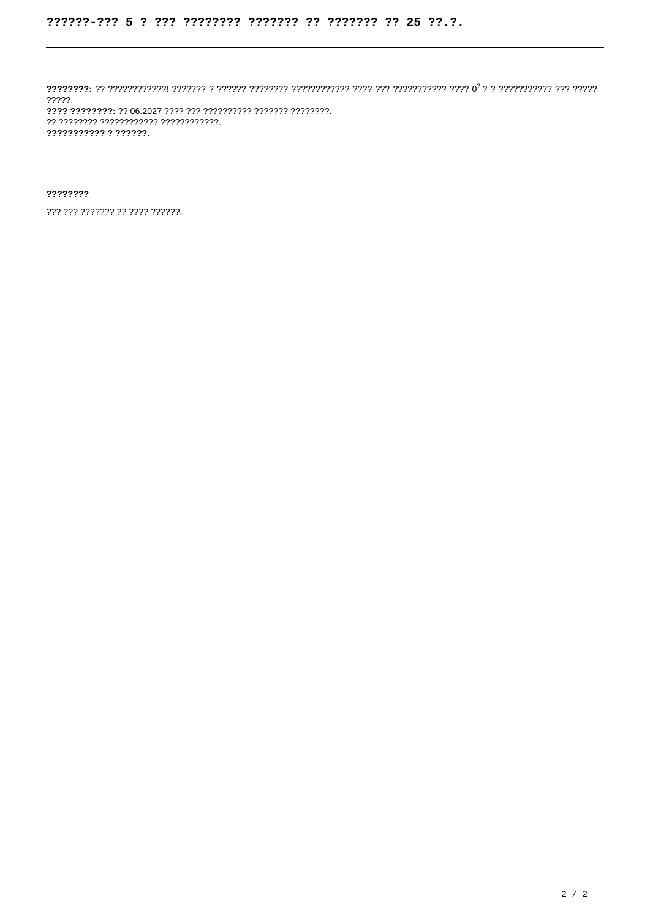**????????:** ?? ????????????! ??????? ? ?????? ???????? ???????????? ???? ??? ??????????? ???? $0^?$ ? ? ??????????? ??? ????? ?????.
**???? ????????:** ?? 06.2027 ???? ??? ?????????? ??????? ????????.
?? ???????? ??????????? ????????????.
**??????????? ? ??????.**

**????????**

??? ??? ??????? ?? ???? ??????.